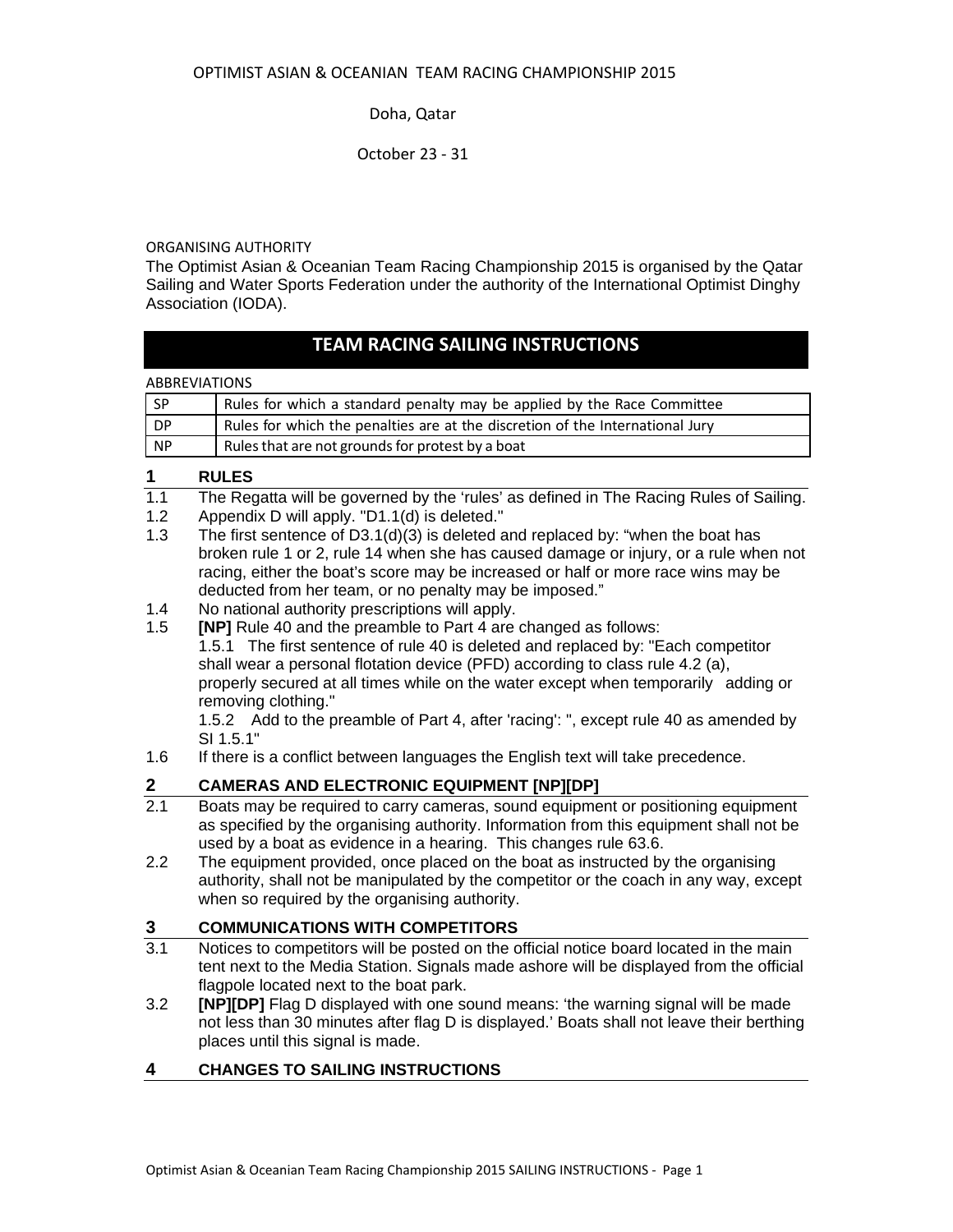OPTIMIST ASIAN & OCEANIAN TEAM RACING CHAMPIONSHIP 2015

Doha, Qatar

October 23 - 31

ORGANISING AUTHORITY

The Optimist Asian & Oceanian Team Racing Championship 2015 is organised by the Qatar Sailing and Water Sports Federation under the authority of the International Optimist Dinghy Association (IODA).

# TEAM RACING SAILING INSTRUCTIONS

ABBREVIATIONS

| SP | Rules for which a standard penalty may be applied by the Race Committee |
|---|---|
| DP | Rules for which the penalties are at the discretion of the International Jury |
| NP | Rules that are not grounds for protest by a boat |

## 1 RULES

1.1 The Regatta will be governed by the 'rules' as defined in The Racing Rules of Sailing.

1.2 Appendix D will apply. "D1.1(d) is deleted."

1.3 The first sentence of D3.1(d)(3) is deleted and replaced by: "when the boat has broken rule 1 or 2, rule 14 when she has caused damage or injury, or a rule when not racing, either the boat's score may be increased or half or more race wins may be deducted from her team, or no penalty may be imposed."

1.4 No national authority prescriptions will apply.

1.5 **[NP]** Rule 40 and the preamble to Part 4 are changed as follows:

1.5.1 The first sentence of rule 40 is deleted and replaced by: "Each competitor shall wear a personal flotation device (PFD) according to class rule 4.2 (a), properly secured at all times while on the water except when temporarily adding or removing clothing."

1.5.2 Add to the preamble of Part 4, after 'racing': ", except rule 40 as amended by SI 1.5.1"

1.6 If there is a conflict between languages the English text will take precedence.

## 2 CAMERAS AND ELECTRONIC EQUIPMENT [NP][DP]

2.1 Boats may be required to carry cameras, sound equipment or positioning equipment as specified by the organising authority. Information from this equipment shall not be used by a boat as evidence in a hearing. This changes rule 63.6.

2.2 The equipment provided, once placed on the boat as instructed by the organising authority, shall not be manipulated by the competitor or the coach in any way, except when so required by the organising authority.

## 3 COMMUNICATIONS WITH COMPETITORS

3.1 Notices to competitors will be posted on the official notice board located in the main tent next to the Media Station. Signals made ashore will be displayed from the official flagpole located next to the boat park.

3.2 **[NP][DP]** Flag D displayed with one sound means: 'the warning signal will be made not less than 30 minutes after flag D is displayed.' Boats shall not leave their berthing places until this signal is made.

## 4 CHANGES TO SAILING INSTRUCTIONS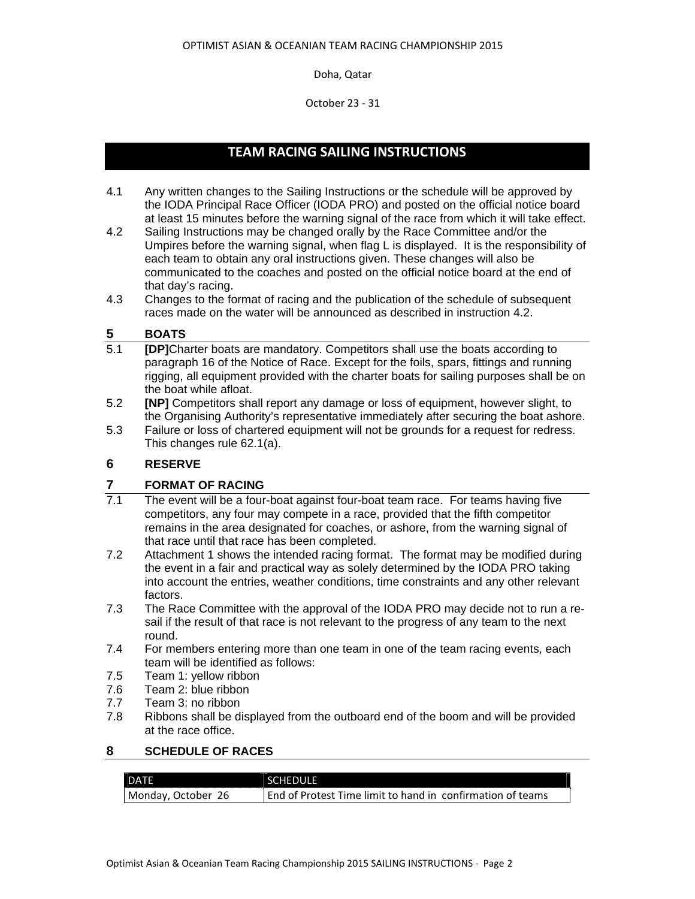OPTIMIST ASIAN & OCEANIAN TEAM RACING CHAMPIONSHIP 2015

Doha, Qatar

October 23 - 31

# TEAM RACING SAILING INSTRUCTIONS

4.1 Any written changes to the Sailing Instructions or the schedule will be approved by the IODA Principal Race Officer (IODA PRO) and posted on the official notice board at least 15 minutes before the warning signal of the race from which it will take effect.

4.2 Sailing Instructions may be changed orally by the Race Committee and/or the Umpires before the warning signal, when flag L is displayed. It is the responsibility of each team to obtain any oral instructions given. These changes will also be communicated to the coaches and posted on the official notice board at the end of that day's racing.

4.3 Changes to the format of racing and the publication of the schedule of subsequent races made on the water will be announced as described in instruction 4.2.

## 5 BOATS

5.1 **[DP]**Charter boats are mandatory. Competitors shall use the boats according to paragraph 16 of the Notice of Race. Except for the foils, spars, fittings and running rigging, all equipment provided with the charter boats for sailing purposes shall be on the boat while afloat.

5.2 **[NP]** Competitors shall report any damage or loss of equipment, however slight, to the Organising Authority's representative immediately after securing the boat ashore.

5.3 Failure or loss of chartered equipment will not be grounds for a request for redress. This changes rule 62.1(a).

## 6 RESERVE

## 7 FORMAT OF RACING

7.1 The event will be a four-boat against four-boat team race. For teams having five competitors, any four may compete in a race, provided that the fifth competitor remains in the area designated for coaches, or ashore, from the warning signal of that race until that race has been completed.

7.2 Attachment 1 shows the intended racing format. The format may be modified during the event in a fair and practical way as solely determined by the IODA PRO taking into account the entries, weather conditions, time constraints and any other relevant factors.

7.3 The Race Committee with the approval of the IODA PRO may decide not to run a re-sail if the result of that race is not relevant to the progress of any team to the next round.

7.4 For members entering more than one team in one of the team racing events, each team will be identified as follows:

7.5 Team 1: yellow ribbon

7.6 Team 2: blue ribbon

7.7 Team 3: no ribbon

7.8 Ribbons shall be displayed from the outboard end of the boom and will be provided at the race office.

## 8 SCHEDULE OF RACES

| DATE | SCHEDULE |
|---|---|
| Monday, October 26 | End of Protest Time limit to hand in confirmation of teams |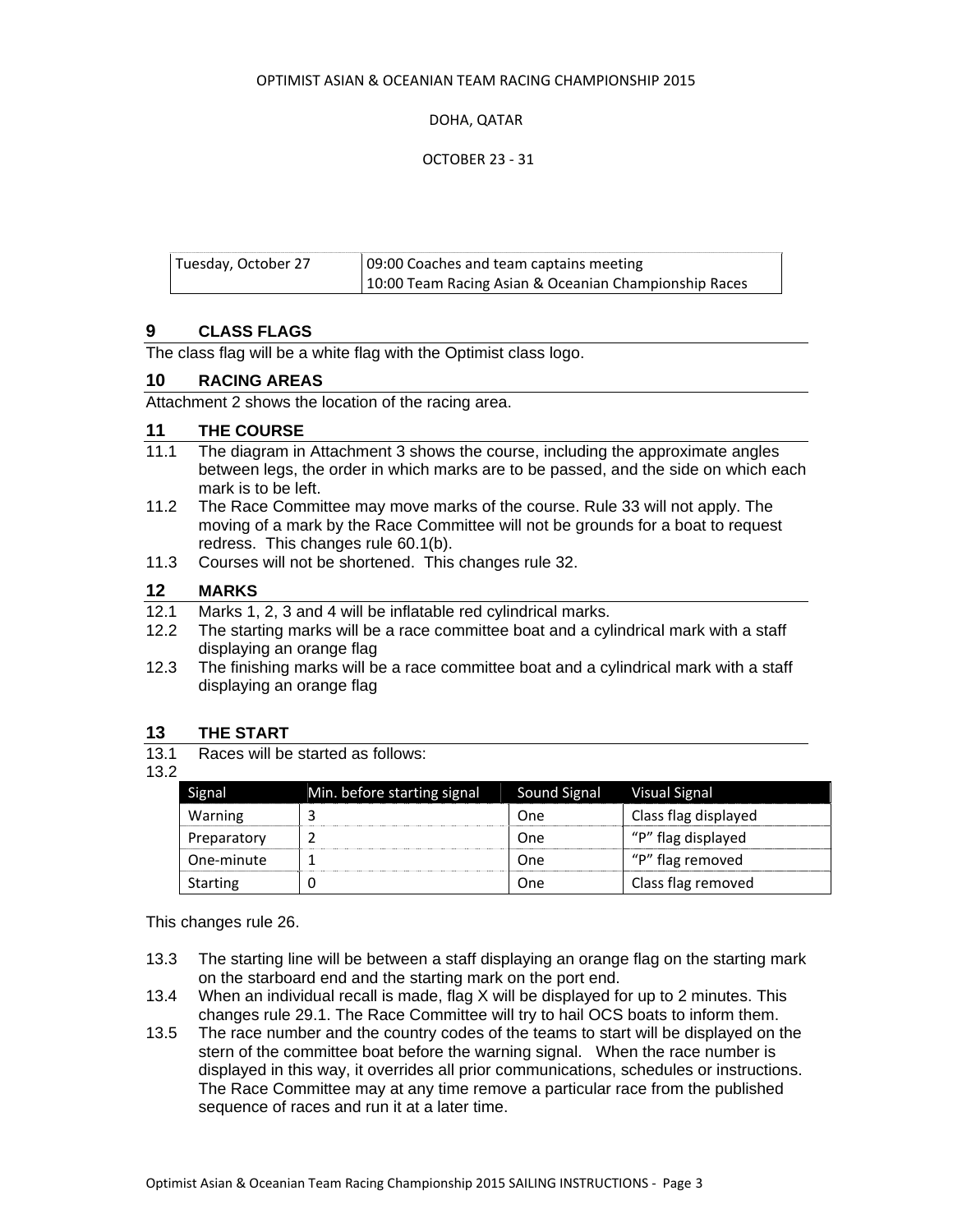OPTIMIST ASIAN & OCEANIAN TEAM RACING CHAMPIONSHIP 2015

DOHA, QATAR

OCTOBER 23 - 31

| Tuesday, October 27 | 09:00 Coaches and team captains meeting<br>10:00 Team Racing Asian & Oceanian Championship Races |
|---|---|

## 9 CLASS FLAGS

The class flag will be a white flag with the Optimist class logo.

## 10 RACING AREAS

Attachment 2 shows the location of the racing area.

## 11 THE COURSE

11.1 The diagram in Attachment 3 shows the course, including the approximate angles between legs, the order in which marks are to be passed, and the side on which each mark is to be left.

11.2 The Race Committee may move marks of the course. Rule 33 will not apply. The moving of a mark by the Race Committee will not be grounds for a boat to request redress. This changes rule 60.1(b).

11.3 Courses will not be shortened. This changes rule 32.

## 12 MARKS

12.1 Marks 1, 2, 3 and 4 will be inflatable red cylindrical marks.

12.2 The starting marks will be a race committee boat and a cylindrical mark with a staff displaying an orange flag

12.3 The finishing marks will be a race committee boat and a cylindrical mark with a staff displaying an orange flag

## 13 THE START

13.1 Races will be started as follows:

13.2

| Signal | Min. before starting signal | Sound Signal | Visual Signal |
|---|---|---|---|
| Warning | 3 | One | Class flag displayed |
| Preparatory | 2 | One | "P" flag displayed |
| One-minute | 1 | One | "P" flag removed |
| Starting | 0 | One | Class flag removed |

This changes rule 26.

13.3 The starting line will be between a staff displaying an orange flag on the starting mark on the starboard end and the starting mark on the port end.

13.4 When an individual recall is made, flag X will be displayed for up to 2 minutes. This changes rule 29.1. The Race Committee will try to hail OCS boats to inform them.

13.5 The race number and the country codes of the teams to start will be displayed on the stern of the committee boat before the warning signal. When the race number is displayed in this way, it overrides all prior communications, schedules or instructions. The Race Committee may at any time remove a particular race from the published sequence of races and run it at a later time.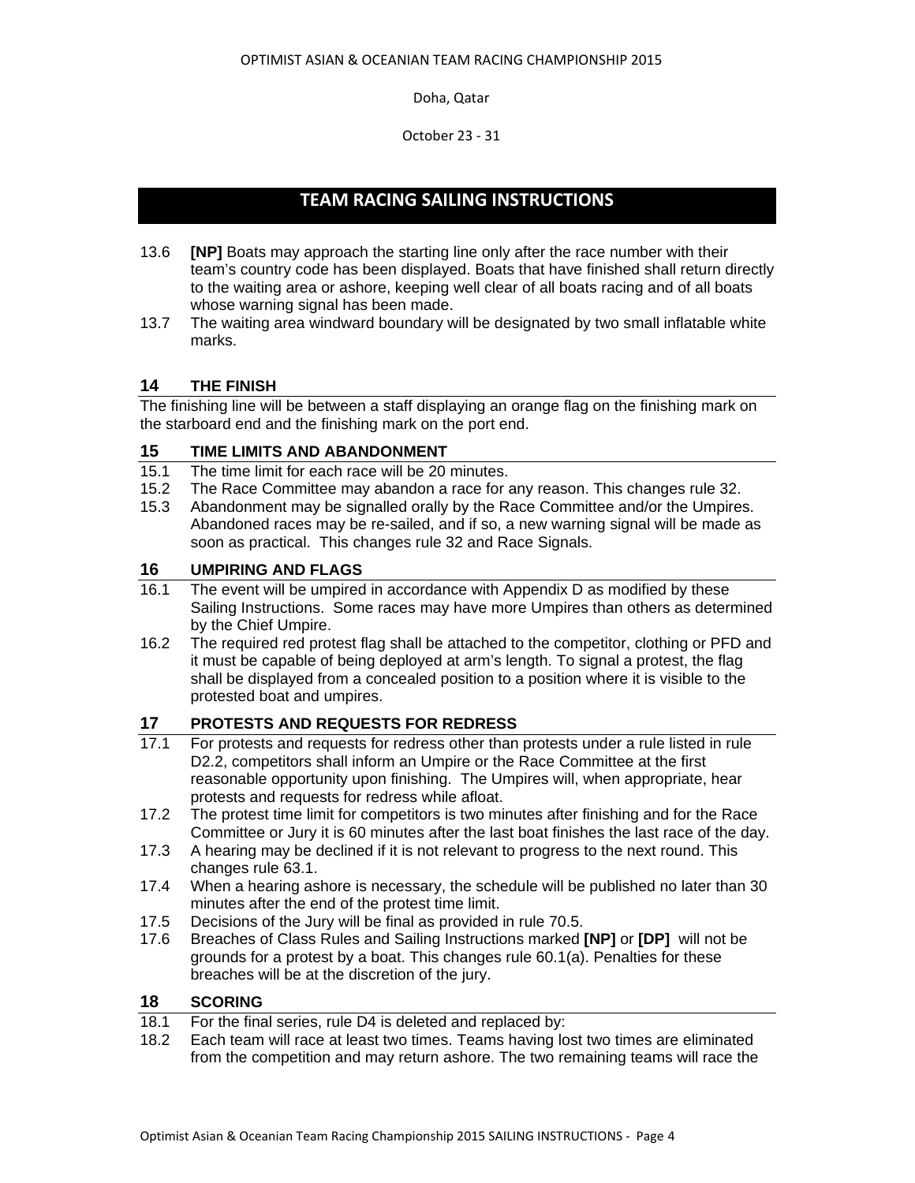## TEAM RACING SAILING INSTRUCTIONS

13.6 **[NP]** Boats may approach the starting line only after the race number with their team's country code has been displayed. Boats that have finished shall return directly to the waiting area or ashore, keeping well clear of all boats racing and of all boats whose warning signal has been made.

13.7 The waiting area windward boundary will be designated by two small inflatable white marks.

### 14 THE FINISH

The finishing line will be between a staff displaying an orange flag on the finishing mark on the starboard end and the finishing mark on the port end.

### 15 TIME LIMITS AND ABANDONMENT

15.1 The time limit for each race will be 20 minutes.

15.2 The Race Committee may abandon a race for any reason. This changes rule 32.

15.3 Abandonment may be signalled orally by the Race Committee and/or the Umpires. Abandoned races may be re-sailed, and if so, a new warning signal will be made as soon as practical. This changes rule 32 and Race Signals.

### 16 UMPIRING AND FLAGS

16.1 The event will be umpired in accordance with Appendix D as modified by these Sailing Instructions. Some races may have more Umpires than others as determined by the Chief Umpire.

16.2 The required red protest flag shall be attached to the competitor, clothing or PFD and it must be capable of being deployed at arm's length. To signal a protest, the flag shall be displayed from a concealed position to a position where it is visible to the protested boat and umpires.

### 17 PROTESTS AND REQUESTS FOR REDRESS

17.1 For protests and requests for redress other than protests under a rule listed in rule D2.2, competitors shall inform an Umpire or the Race Committee at the first reasonable opportunity upon finishing. The Umpires will, when appropriate, hear protests and requests for redress while afloat.

17.2 The protest time limit for competitors is two minutes after finishing and for the Race Committee or Jury it is 60 minutes after the last boat finishes the last race of the day.

17.3 A hearing may be declined if it is not relevant to progress to the next round. This changes rule 63.1.

17.4 When a hearing ashore is necessary, the schedule will be published no later than 30 minutes after the end of the protest time limit.

17.5 Decisions of the Jury will be final as provided in rule 70.5.

17.6 Breaches of Class Rules and Sailing Instructions marked **[NP]** or **[DP]** will not be grounds for a protest by a boat. This changes rule 60.1(a). Penalties for these breaches will be at the discretion of the jury.

### 18 SCORING

18.1 For the final series, rule D4 is deleted and replaced by:

18.2 Each team will race at least two times. Teams having lost two times are eliminated from the competition and may return ashore. The two remaining teams will race the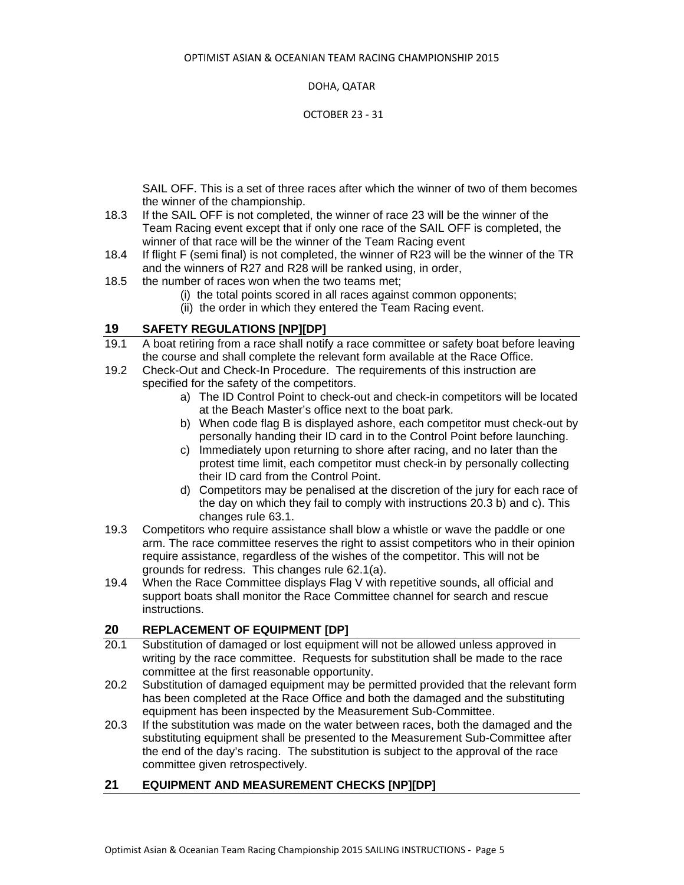SAIL OFF. This is a set of three races after which the winner of two of them becomes the winner of the championship.

18.3 If the SAIL OFF is not completed, the winner of race 23 will be the winner of the Team Racing event except that if only one race of the SAIL OFF is completed, the winner of that race will be the winner of the Team Racing event

18.4 If flight F (semi final) is not completed, the winner of R23 will be the winner of the TR and the winners of R27 and R28 will be ranked using, in order,

18.5 the number of races won when the two teams met;
 (i) the total points scored in all races against common opponents;
 (ii) the order in which they entered the Team Racing event.

## 19 SAFETY REGULATIONS [NP][DP]

19.1 A boat retiring from a race shall notify a race committee or safety boat before leaving the course and shall complete the relevant form available at the Race Office.

19.2 Check-Out and Check-In Procedure. The requirements of this instruction are specified for the safety of the competitors.
 a) The ID Control Point to check-out and check-in competitors will be located at the Beach Master's office next to the boat park.
 b) When code flag B is displayed ashore, each competitor must check-out by personally handing their ID card in to the Control Point before launching.
 c) Immediately upon returning to shore after racing, and no later than the protest time limit, each competitor must check-in by personally collecting their ID card from the Control Point.
 d) Competitors may be penalised at the discretion of the jury for each race of the day on which they fail to comply with instructions 20.3 b) and c). This changes rule 63.1.

19.3 Competitors who require assistance shall blow a whistle or wave the paddle or one arm. The race committee reserves the right to assist competitors who in their opinion require assistance, regardless of the wishes of the competitor. This will not be grounds for redress. This changes rule 62.1(a).

19.4 When the Race Committee displays Flag V with repetitive sounds, all official and support boats shall monitor the Race Committee channel for search and rescue instructions.

## 20 REPLACEMENT OF EQUIPMENT [DP]

20.1 Substitution of damaged or lost equipment will not be allowed unless approved in writing by the race committee. Requests for substitution shall be made to the race committee at the first reasonable opportunity.

20.2 Substitution of damaged equipment may be permitted provided that the relevant form has been completed at the Race Office and both the damaged and the substituting equipment has been inspected by the Measurement Sub-Committee.

20.3 If the substitution was made on the water between races, both the damaged and the substituting equipment shall be presented to the Measurement Sub-Committee after the end of the day's racing. The substitution is subject to the approval of the race committee given retrospectively.

## 21 EQUIPMENT AND MEASUREMENT CHECKS [NP][DP]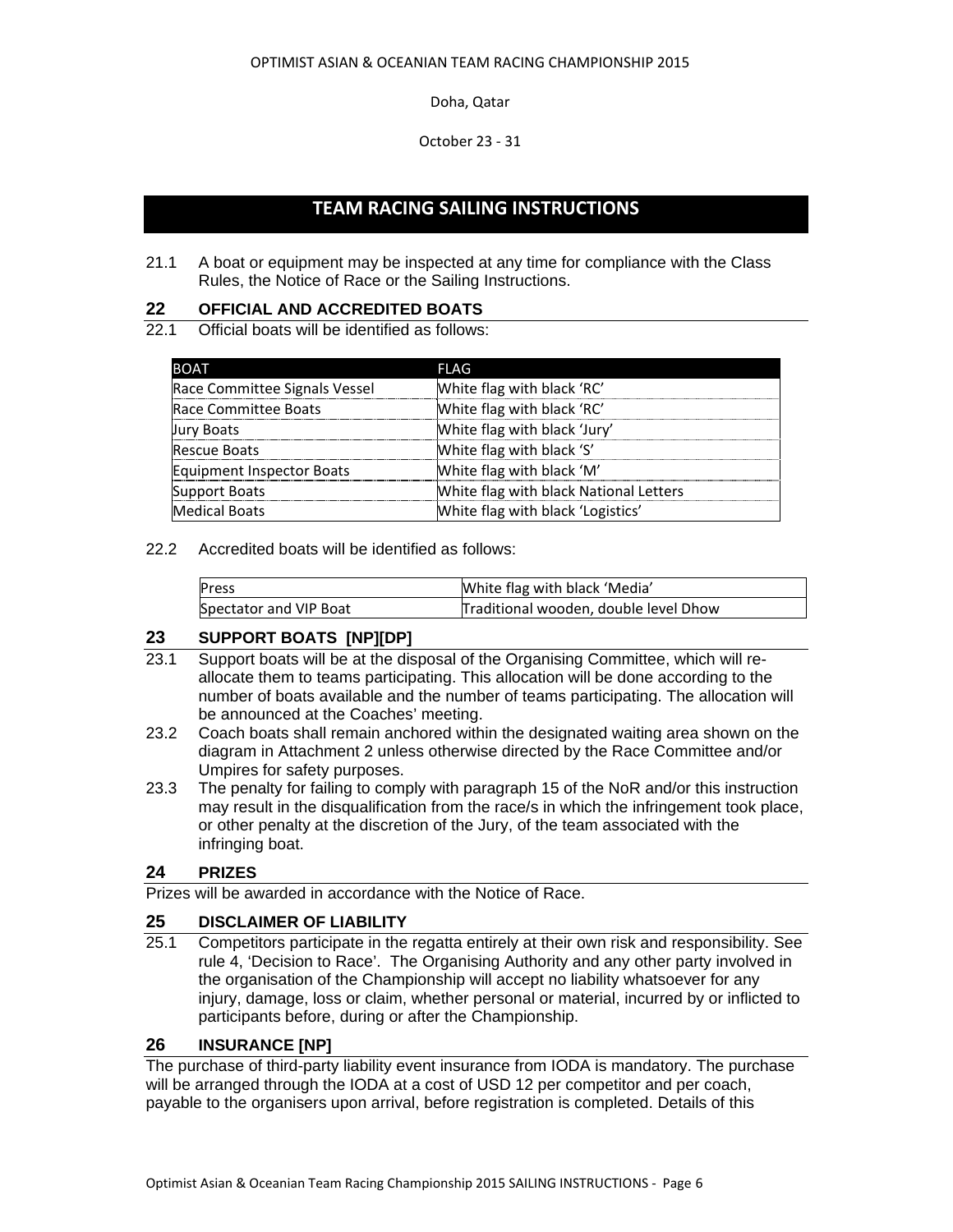# TEAM RACING SAILING INSTRUCTIONS

21.1 A boat or equipment may be inspected at any time for compliance with the Class Rules, the Notice of Race or the Sailing Instructions.

## 22 OFFICIAL AND ACCREDITED BOATS

22.1 Official boats will be identified as follows:

| BOAT | FLAG |
|---|---|
| Race Committee Signals Vessel | White flag with black 'RC' |
| Race Committee Boats | White flag with black 'RC' |
| Jury Boats | White flag with black 'Jury' |
| Rescue Boats | White flag with black 'S' |
| Equipment Inspector Boats | White flag with black 'M' |
| Support Boats | White flag with black National Letters |
| Medical Boats | White flag with black 'Logistics' |

22.2 Accredited boats will be identified as follows:

| | |
|---|---|
| Press | White flag with black 'Media' |
| Spectator and VIP Boat | Traditional wooden, double level Dhow |

## 23 SUPPORT BOATS [NP][DP]

23.1 Support boats will be at the disposal of the Organising Committee, which will re-allocate them to teams participating. This allocation will be done according to the number of boats available and the number of teams participating. The allocation will be announced at the Coaches' meeting.

23.2 Coach boats shall remain anchored within the designated waiting area shown on the diagram in Attachment 2 unless otherwise directed by the Race Committee and/or Umpires for safety purposes.

23.3 The penalty for failing to comply with paragraph 15 of the NoR and/or this instruction may result in the disqualification from the race/s in which the infringement took place, or other penalty at the discretion of the Jury, of the team associated with the infringing boat.

## 24 PRIZES

Prizes will be awarded in accordance with the Notice of Race.

## 25 DISCLAIMER OF LIABILITY

25.1 Competitors participate in the regatta entirely at their own risk and responsibility. See rule 4, 'Decision to Race'. The Organising Authority and any other party involved in the organisation of the Championship will accept no liability whatsoever for any injury, damage, loss or claim, whether personal or material, incurred by or inflicted to participants before, during or after the Championship.

## 26 INSURANCE [NP]

The purchase of third-party liability event insurance from IODA is mandatory. The purchase will be arranged through the IODA at a cost of USD 12 per competitor and per coach, payable to the organisers upon arrival, before registration is completed. Details of this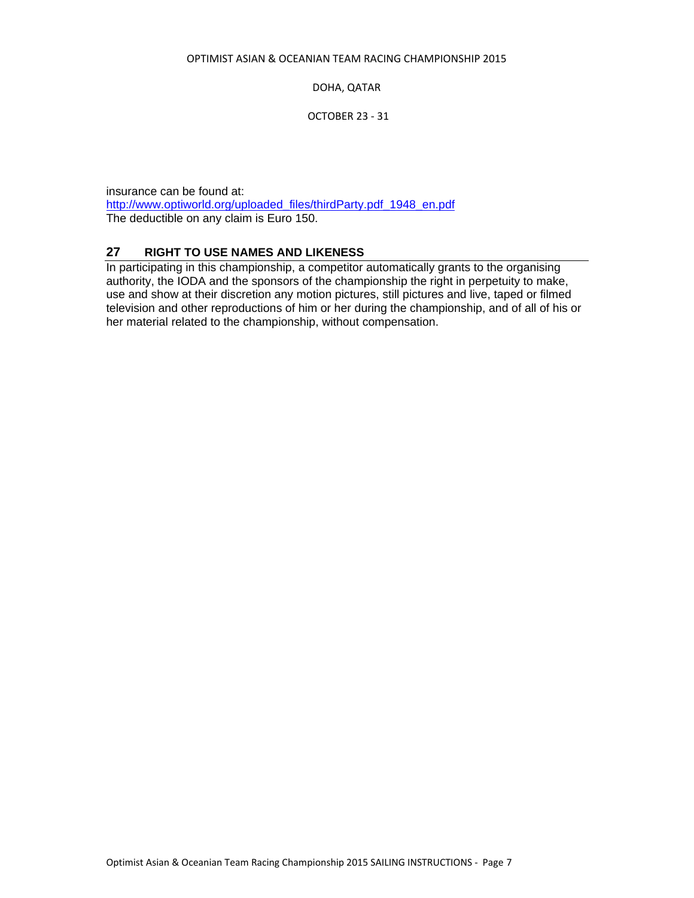insurance can be found at:
http://www.optiworld.org/uploaded_files/thirdParty.pdf_1948_en.pdf
The deductible on any claim is Euro 150.

## 27 RIGHT TO USE NAMES AND LIKENESS

In participating in this championship, a competitor automatically grants to the organising authority, the IODA and the sponsors of the championship the right in perpetuity to make, use and show at their discretion any motion pictures, still pictures and live, taped or filmed television and other reproductions of him or her during the championship, and of all of his or her material related to the championship, without compensation.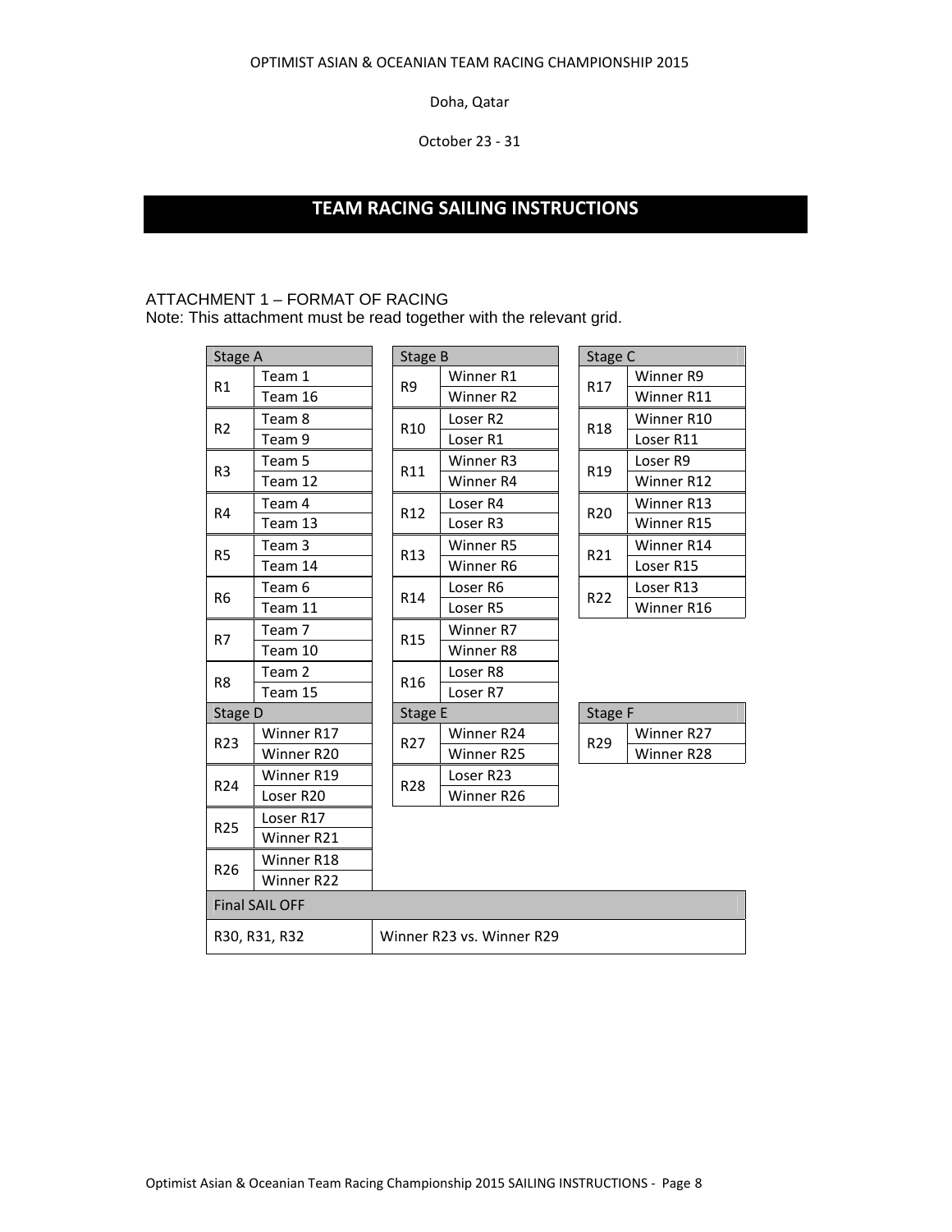OPTIMIST ASIAN & OCEANIAN TEAM RACING CHAMPIONSHIP 2015

Doha, Qatar

October 23 - 31

# TEAM RACING SAILING INSTRUCTIONS

## ATTACHMENT 1 – FORMAT OF RACING

Note: This attachment must be read together with the relevant grid.

| Stage A | | Stage B | | Stage C | |
|---|---|---|---|---|---|
| R1 | Team 1 | R9 | Winner R1 | R17 | Winner R9 |
| | Team 16 | | Winner R2 | | Winner R11 |
| R2 | Team 8 | R10 | Loser R2 | R18 | Winner R10 |
| | Team 9 | | Loser R1 | | Loser R11 |
| R3 | Team 5 | R11 | Winner R3 | R19 | Loser R9 |
| | Team 12 | | Winner R4 | | Winner R12 |
| R4 | Team 4 | R12 | Loser R4 | R20 | Winner R13 |
| | Team 13 | | Loser R3 | | Winner R15 |
| R5 | Team 3 | R13 | Winner R5 | R21 | Winner R14 |
| | Team 14 | | Winner R6 | | Loser R15 |
| R6 | Team 6 | R14 | Loser R6 | R22 | Loser R13 |
| | Team 11 | | Loser R5 | | Winner R16 |
| R7 | Team 7 | R15 | Winner R7 | | |
| | Team 10 | | Winner R8 | | |
| R8 | Team 2 | R16 | Loser R8 | | |
| | Team 15 | | Loser R7 | | |
| **Stage D** | | **Stage E** | | **Stage F** | |
| R23 | Winner R17 | R27 | Winner R24 | R29 | Winner R27 |
| | Winner R20 | | Winner R25 | | Winner R28 |
| R24 | Winner R19 | R28 | Loser R23 | | |
| | Loser R20 | | Winner R26 | | |
| R25 | Loser R17 | | | | |
| | Winner R21 | | | | |
| R26 | Winner R18 | | | | |
| | Winner R22 | | | | |

| Final SAIL OFF | |
|---|---|
| R30, R31, R32 | Winner R23 vs. Winner R29 |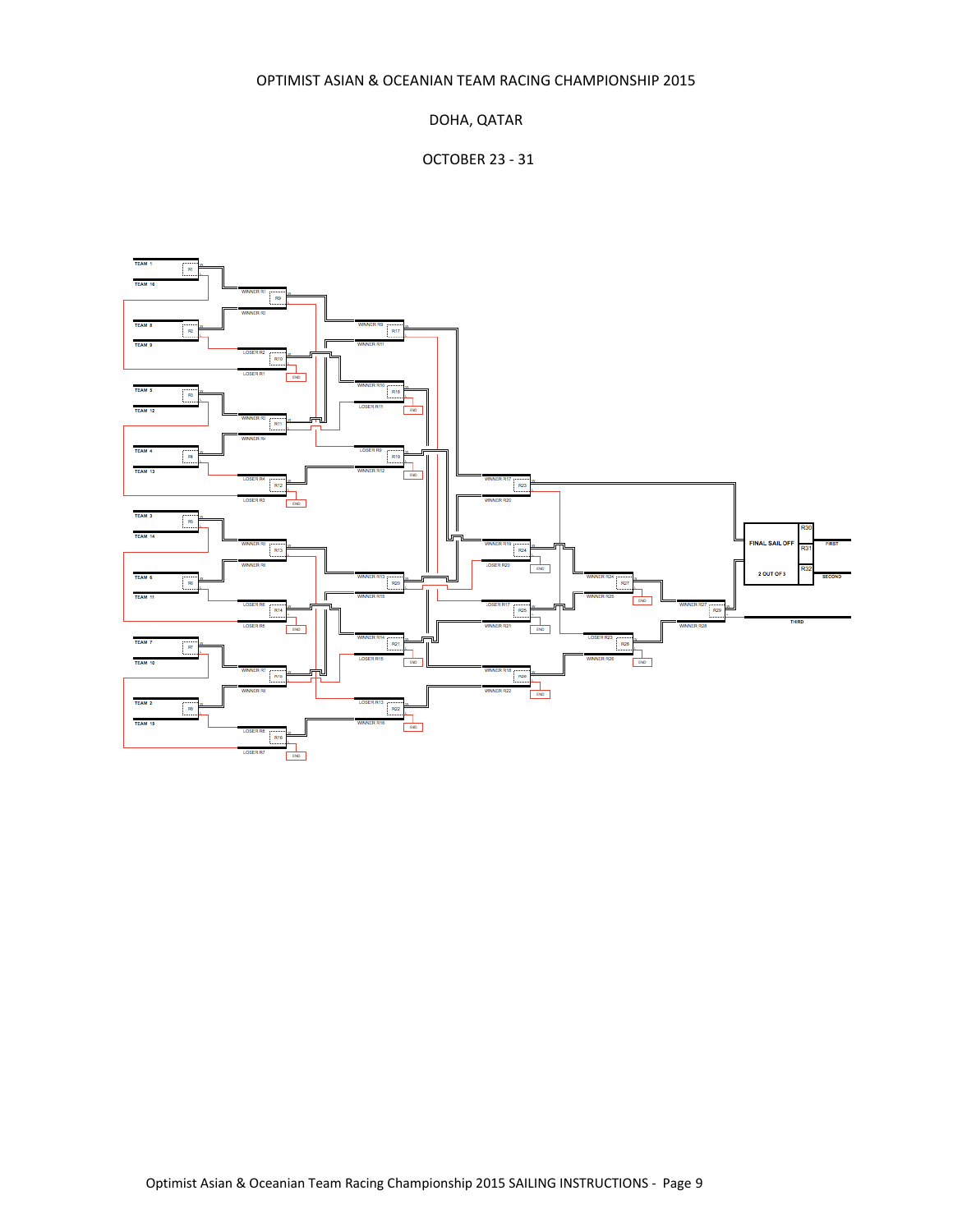OPTIMIST ASIAN & OCEANIAN TEAM RACING CHAMPIONSHIP 2015

DOHA, QATAR

OCTOBER 23 - 31

TEAM 1
R1
TEAM 16

WINNER R1
R9
WINNER R2

TEAM 8
R2
TEAM 9

LOSER R2
R10
LOSER R1
END

TEAM 5
R3
TEAM 12

WINNER R3
R11
WINNER R4

TEAM 4
R4
TEAM 13

LOSER R4
R12
LOSER R3
END

TEAM 3
R5
TEAM 14

WINNER R5
R13
WINNER R6

TEAM 6
R6
TEAM 11

LOSER R6
R14
LOSER R5
END

TEAM 7
R7
TEAM 10

WINNER R7
R15
WINNER R8

TEAM 2
R8
TEAM 15

LOSER R8
R16
LOSER R7
END

WINNER R9
R17
WINNER R11

WINNER R10
R18
LOSER R11
END

LOSER R9
R19
WINNER R12
END

WINNER R13
R20
WINNER R15

WINNER R14
R21
LOSER R15
END

LOSER R13
R22
WINNER R16
END

WINNER R17
R23
WINNER R20

WINNER R19
R24
LOSER R20
END

LOSER R17
R25
WINNER R21
END

WINNER R18
R26
WINNER R22
END

WINNER R24
R27
WINNER R25
END

LOSER R23
R28
WINNER R26
END

WINNER R27
R29
WINNER R28

FINAL SAIL OFF

2 OUT OF 3

R30
R31
R32

FIRST

SECOND

THIRD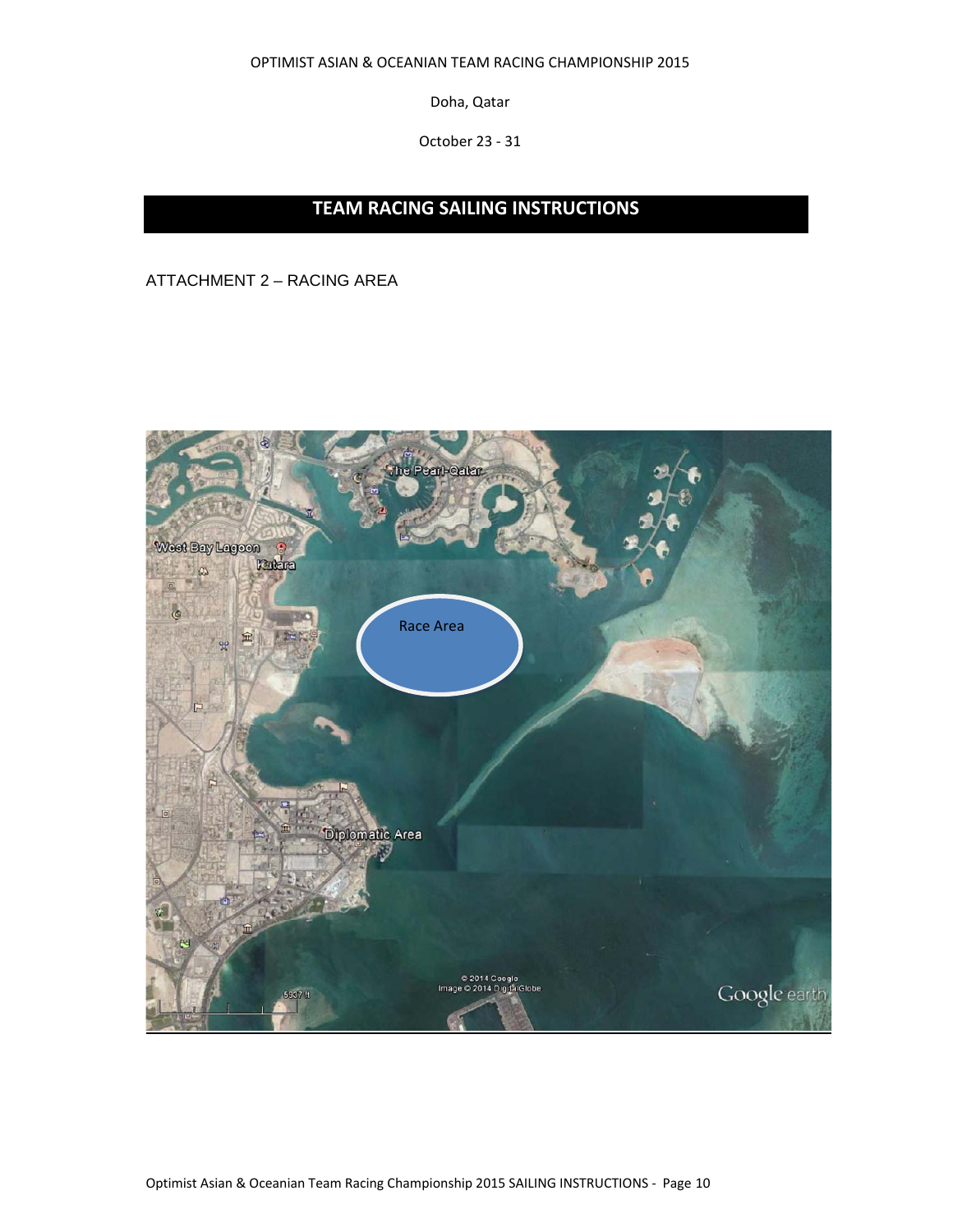OPTIMIST ASIAN & OCEANIAN TEAM RACING CHAMPIONSHIP 2015

Doha, Qatar

October 23 - 31

# TEAM RACING SAILING INSTRUCTIONS

## ATTACHMENT 2 – RACING AREA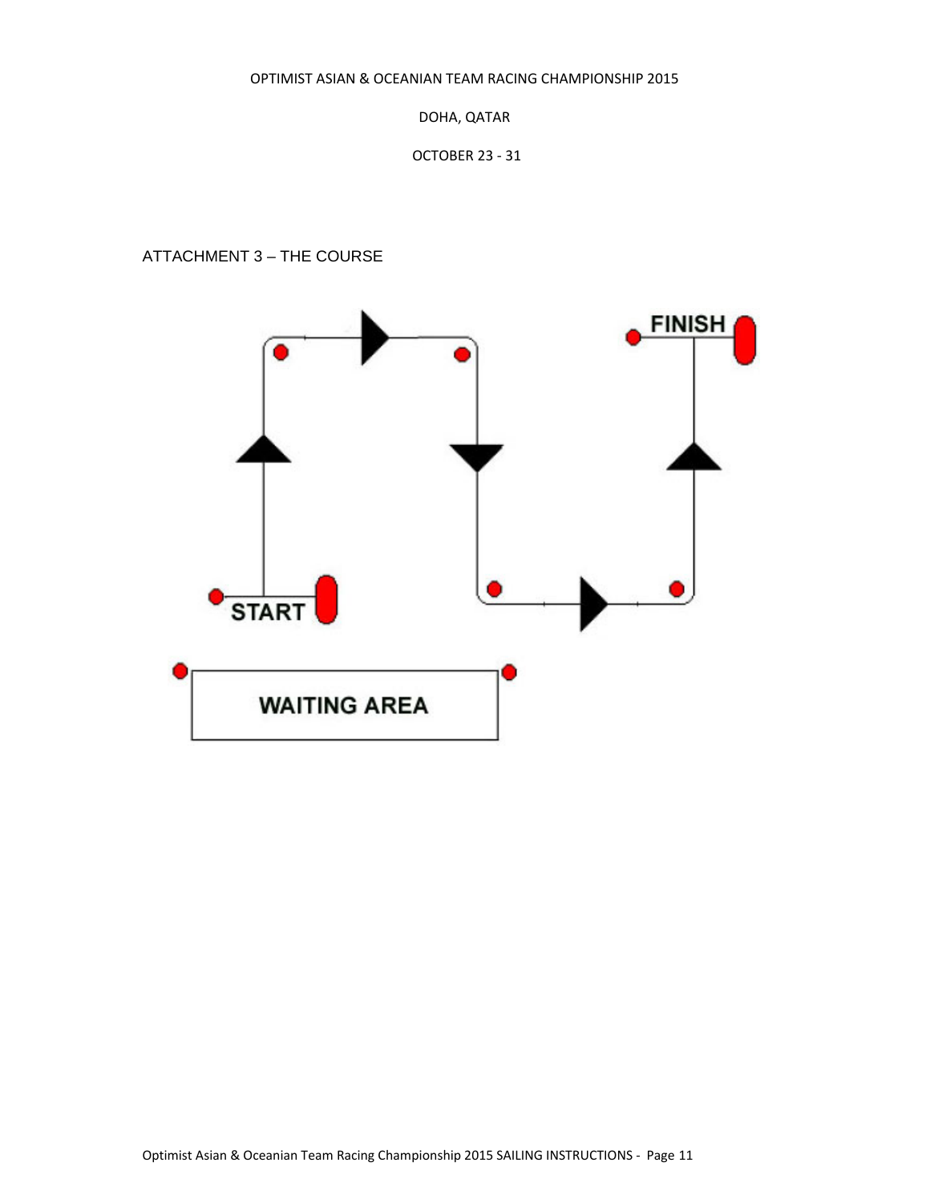ATTACHMENT 3 – THE COURSE

FINISH

START

WAITING AREA